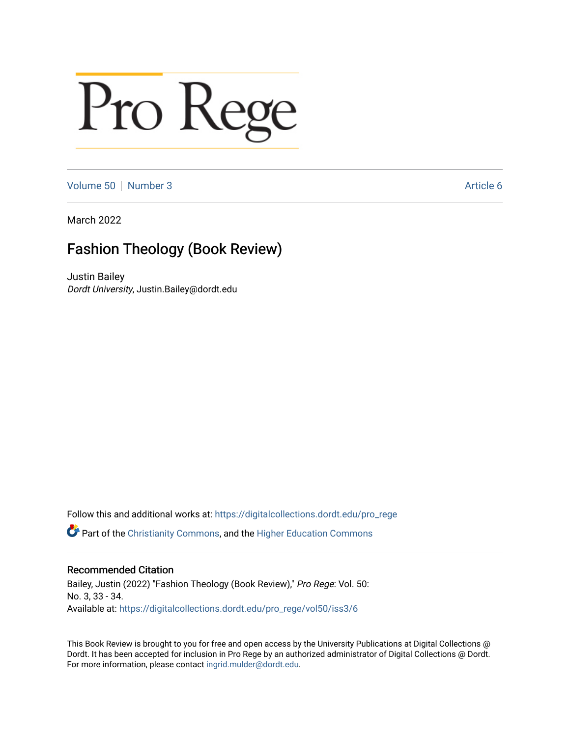# Pro Rege

Volume 50 | Number 3 | Article 6

March 2022

## Fashion Theology (Book Review)

Justin Bailey
*Dordt University*, Justin.Bailey@dordt.edu

Follow this and additional works at: https://digitalcollections.dordt.edu/pro_rege

Part of the Christianity Commons, and the Higher Education Commons

### Recommended Citation

Bailey, Justin (2022) "Fashion Theology (Book Review)," *Pro Rege*: Vol. 50: No. 3, 33 - 34.
Available at: https://digitalcollections.dordt.edu/pro_rege/vol50/iss3/6

This Book Review is brought to you for free and open access by the University Publications at Digital Collections @ Dordt. It has been accepted for inclusion in Pro Rege by an authorized administrator of Digital Collections @ Dordt. For more information, please contact ingrid.mulder@dordt.edu.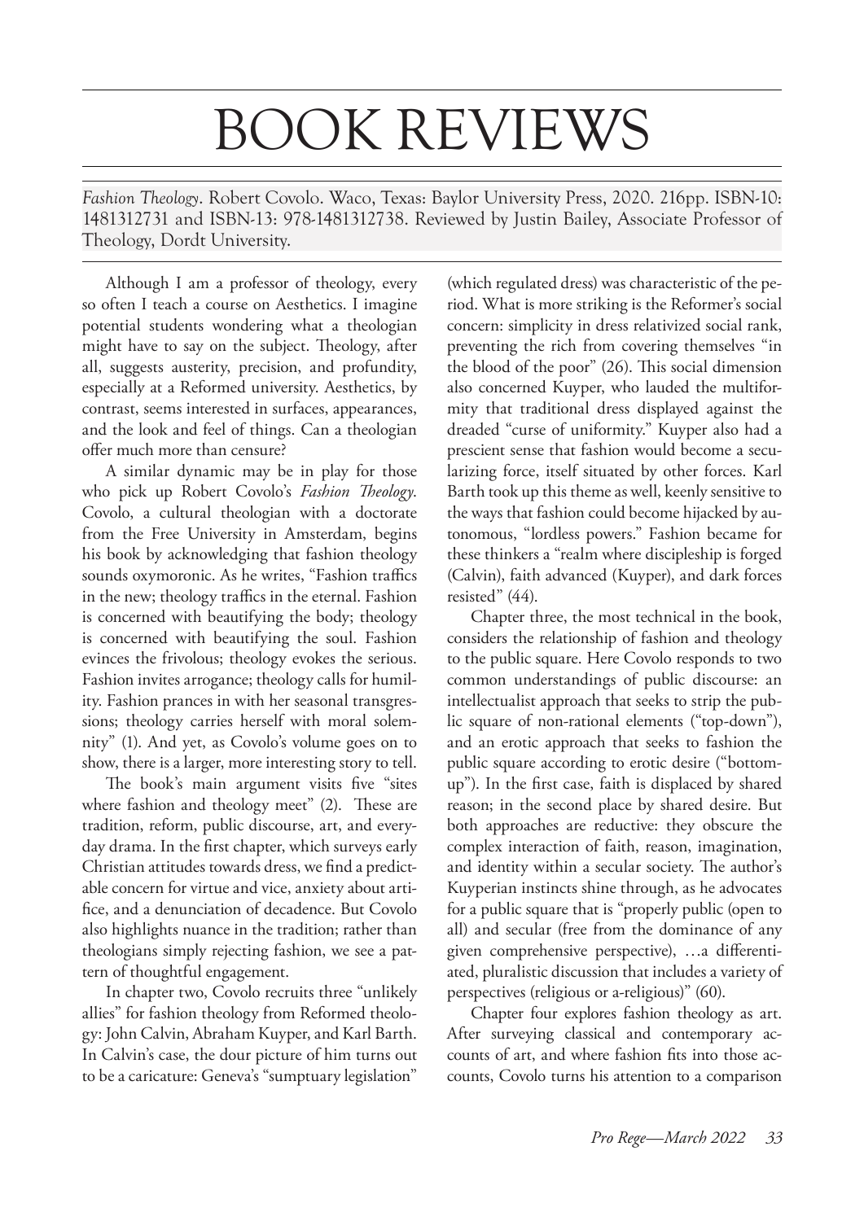# BOOK REVIEWS

*Fashion Theology*. Robert Covolo. Waco, Texas: Baylor University Press, 2020. 216pp. ISBN-10: 1481312731 and ISBN-13: 978-1481312738. Reviewed by Justin Bailey, Associate Professor of Theology, Dordt University.

Although I am a professor of theology, every so often I teach a course on Aesthetics. I imagine potential students wondering what a theologian might have to say on the subject. Theology, after all, suggests austerity, precision, and profundity, especially at a Reformed university. Aesthetics, by contrast, seems interested in surfaces, appearances, and the look and feel of things. Can a theologian offer much more than censure?

A similar dynamic may be in play for those who pick up Robert Covolo's *Fashion Theology*. Covolo, a cultural theologian with a doctorate from the Free University in Amsterdam, begins his book by acknowledging that fashion theology sounds oxymoronic. As he writes, "Fashion traffics in the new; theology traffics in the eternal. Fashion is concerned with beautifying the body; theology is concerned with beautifying the soul. Fashion evinces the frivolous; theology evokes the serious. Fashion invites arrogance; theology calls for humility. Fashion prances in with her seasonal transgressions; theology carries herself with moral solemnity" (1). And yet, as Covolo's volume goes on to show, there is a larger, more interesting story to tell.

The book's main argument visits five "sites where fashion and theology meet" (2). These are tradition, reform, public discourse, art, and everyday drama. In the first chapter, which surveys early Christian attitudes towards dress, we find a predictable concern for virtue and vice, anxiety about artifice, and a denunciation of decadence. But Covolo also highlights nuance in the tradition; rather than theologians simply rejecting fashion, we see a pattern of thoughtful engagement.

In chapter two, Covolo recruits three "unlikely allies" for fashion theology from Reformed theology: John Calvin, Abraham Kuyper, and Karl Barth. In Calvin's case, the dour picture of him turns out to be a caricature: Geneva's "sumptuary legislation" (which regulated dress) was characteristic of the period. What is more striking is the Reformer's social concern: simplicity in dress relativized social rank, preventing the rich from covering themselves "in the blood of the poor" (26). This social dimension also concerned Kuyper, who lauded the multiformity that traditional dress displayed against the dreaded "curse of uniformity." Kuyper also had a prescient sense that fashion would become a secularizing force, itself situated by other forces. Karl Barth took up this theme as well, keenly sensitive to the ways that fashion could become hijacked by autonomous, "lordless powers." Fashion became for these thinkers a "realm where discipleship is forged (Calvin), faith advanced (Kuyper), and dark forces resisted" (44).

Chapter three, the most technical in the book, considers the relationship of fashion and theology to the public square. Here Covolo responds to two common understandings of public discourse: an intellectualist approach that seeks to strip the public square of non-rational elements ("top-down"), and an erotic approach that seeks to fashion the public square according to erotic desire ("bottom-up"). In the first case, faith is displaced by shared reason; in the second place by shared desire. But both approaches are reductive: they obscure the complex interaction of faith, reason, imagination, and identity within a secular society. The author's Kuyperian instincts shine through, as he advocates for a public square that is "properly public (open to all) and secular (free from the dominance of any given comprehensive perspective), …a differentiated, pluralistic discussion that includes a variety of perspectives (religious or a-religious)" (60).

Chapter four explores fashion theology as art. After surveying classical and contemporary accounts of art, and where fashion fits into those accounts, Covolo turns his attention to a comparison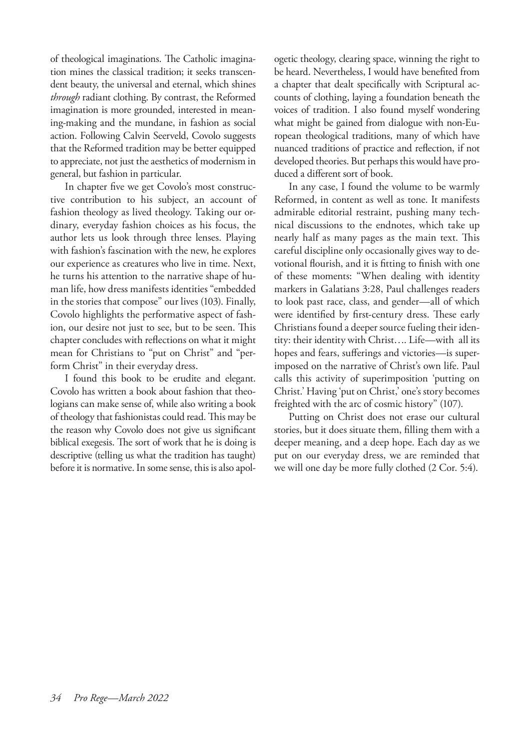of theological imaginations. The Catholic imagination mines the classical tradition; it seeks transcendent beauty, the universal and eternal, which shines *through* radiant clothing. By contrast, the Reformed imagination is more grounded, interested in meaning-making and the mundane, in fashion as social action. Following Calvin Seerveld, Covolo suggests that the Reformed tradition may be better equipped to appreciate, not just the aesthetics of modernism in general, but fashion in particular.

In chapter five we get Covolo's most constructive contribution to his subject, an account of fashion theology as lived theology. Taking our ordinary, everyday fashion choices as his focus, the author lets us look through three lenses. Playing with fashion's fascination with the new, he explores our experience as creatures who live in time. Next, he turns his attention to the narrative shape of human life, how dress manifests identities "embedded in the stories that compose" our lives (103). Finally, Covolo highlights the performative aspect of fashion, our desire not just to see, but to be seen. This chapter concludes with reflections on what it might mean for Christians to "put on Christ" and "perform Christ" in their everyday dress.

I found this book to be erudite and elegant. Covolo has written a book about fashion that theologians can make sense of, while also writing a book of theology that fashionistas could read. This may be the reason why Covolo does not give us significant biblical exegesis. The sort of work that he is doing is descriptive (telling us what the tradition has taught) before it is normative. In some sense, this is also apologetic theology, clearing space, winning the right to be heard. Nevertheless, I would have benefited from a chapter that dealt specifically with Scriptural accounts of clothing, laying a foundation beneath the voices of tradition. I also found myself wondering what might be gained from dialogue with non-European theological traditions, many of which have nuanced traditions of practice and reflection, if not developed theories. But perhaps this would have produced a different sort of book.

In any case, I found the volume to be warmly Reformed, in content as well as tone. It manifests admirable editorial restraint, pushing many technical discussions to the endnotes, which take up nearly half as many pages as the main text. This careful discipline only occasionally gives way to devotional flourish, and it is fitting to finish with one of these moments: "When dealing with identity markers in Galatians 3:28, Paul challenges readers to look past race, class, and gender—all of which were identified by first-century dress. These early Christians found a deeper source fueling their identity: their identity with Christ…. Life—with all its hopes and fears, sufferings and victories—is superimposed on the narrative of Christ's own life. Paul calls this activity of superimposition 'putting on Christ.' Having 'put on Christ,' one's story becomes freighted with the arc of cosmic history" (107).

Putting on Christ does not erase our cultural stories, but it does situate them, filling them with a deeper meaning, and a deep hope. Each day as we put on our everyday dress, we are reminded that we will one day be more fully clothed (2 Cor. 5:4).